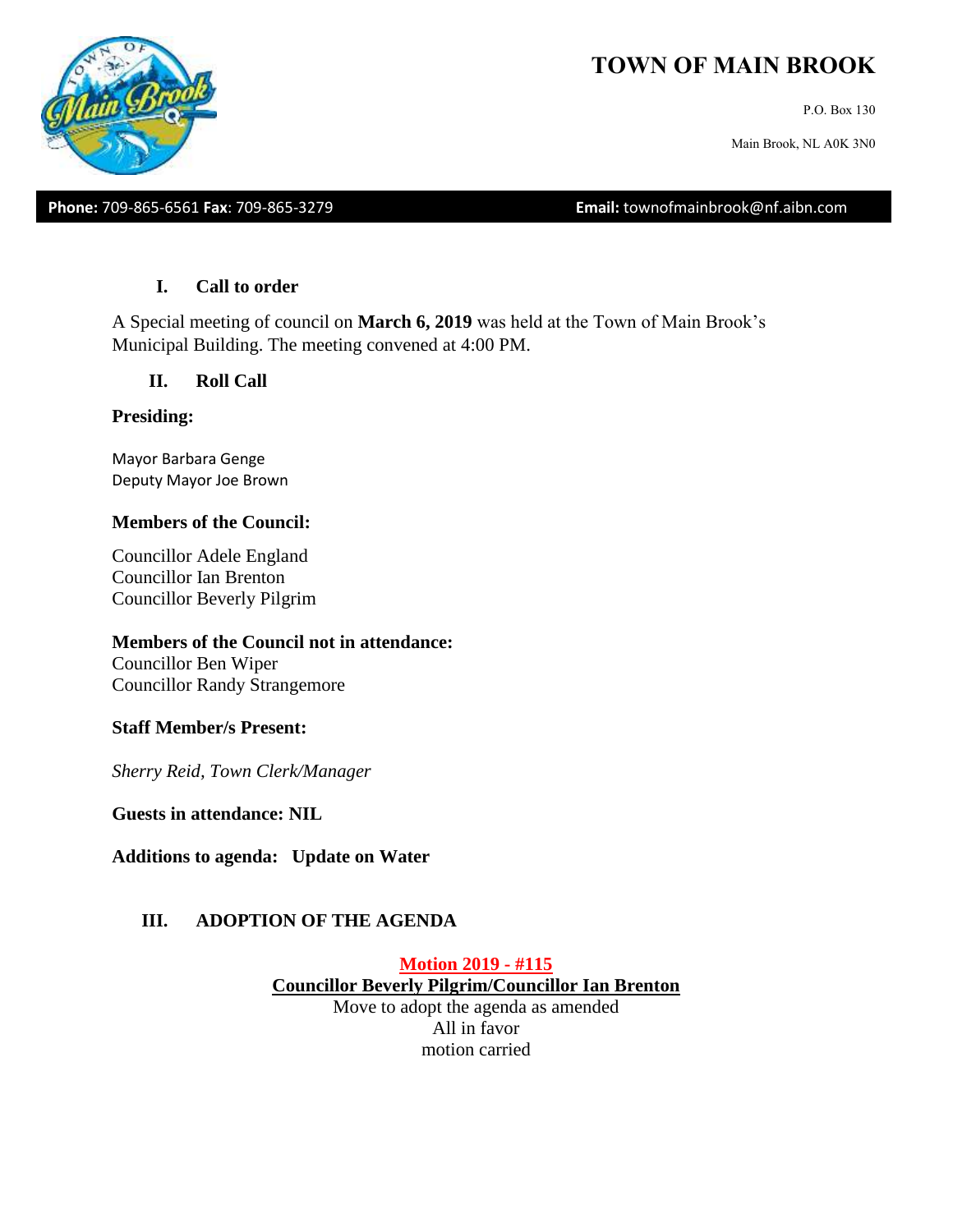# TOWN OF MAIN BROOK

P.O. Box 130

Main Brook, NL A0K 3N0

**Phone:** 709-865-6561 **Fax**: 709-865-3279 **Email:** townofmainbrook@nf.aibn.com

## I. Call to order

A Special meeting of council on **March 6, 2019** was held at the Town of Main Brook's Municipal Building. The meeting convened at 4:00 PM.

## II. Roll Call

**Presiding:**

Mayor Barbara Genge
Deputy Mayor Joe Brown

**Members of the Council:**

Councillor Adele England
Councillor Ian Brenton
Councillor Beverly Pilgrim

**Members of the Council not in attendance:**
Councillor Ben Wiper
Councillor Randy Strangemore

**Staff Member/s Present:**

*Sherry Reid, Town Clerk/Manager*

**Guests in attendance: NIL**

**Additions to agenda: Update on Water**

## III. ADOPTION OF THE AGENDA

**Motion 2019 - #115**
**Councillor Beverly Pilgrim/Councillor Ian Brenton**
Move to adopt the agenda as amended
All in favor
motion carried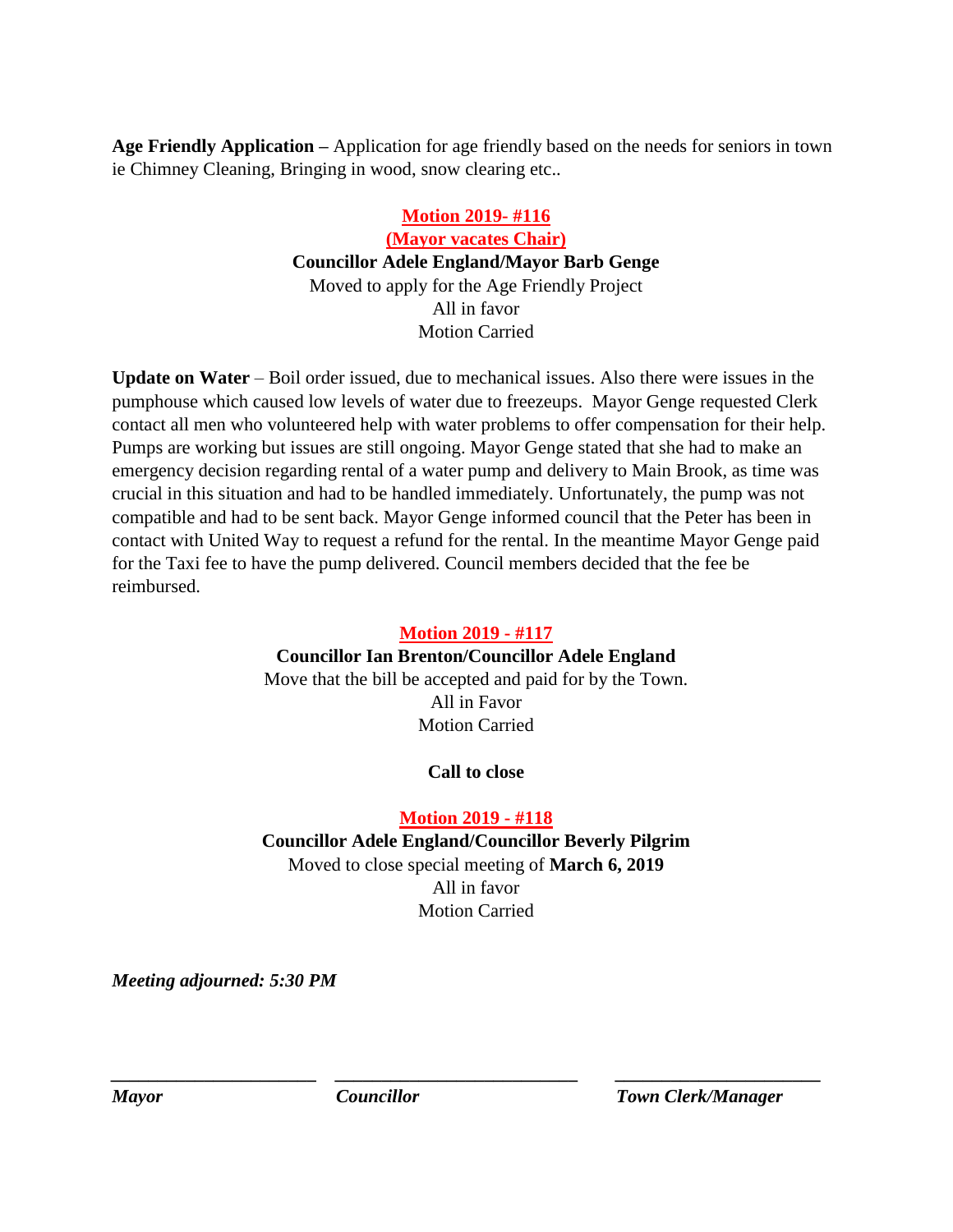**Age Friendly Application –** Application for age friendly based on the needs for seniors in town ie Chimney Cleaning, Bringing in wood, snow clearing etc..

**Motion 2019- #116**
**(Mayor vacates Chair)**
**Councillor Adele England/Mayor Barb Genge**
Moved to apply for the Age Friendly Project
All in favor
Motion Carried

**Update on Water** – Boil order issued, due to mechanical issues. Also there were issues in the pumphouse which caused low levels of water due to freezeups. Mayor Genge requested Clerk contact all men who volunteered help with water problems to offer compensation for their help. Pumps are working but issues are still ongoing. Mayor Genge stated that she had to make an emergency decision regarding rental of a water pump and delivery to Main Brook, as time was crucial in this situation and had to be handled immediately. Unfortunately, the pump was not compatible and had to be sent back. Mayor Genge informed council that the Peter has been in contact with United Way to request a refund for the rental. In the meantime Mayor Genge paid for the Taxi fee to have the pump delivered. Council members decided that the fee be reimbursed.

**Motion 2019 - #117**
**Councillor Ian Brenton/Councillor Adele England**
Move that the bill be accepted and paid for by the Town.
All in Favor
Motion Carried

**Call to close**

**Motion 2019 - #118**
**Councillor Adele England/Councillor Beverly Pilgrim**
Moved to close special meeting of **March 6, 2019**
All in favor
Motion Carried

***Meeting adjourned: 5:30 PM***

| | | |
|---|---|---|
| ______________________ | ______________________ | ______________________ |
| ***Mayor*** | ***Councillor*** | ***Town Clerk/Manager*** |